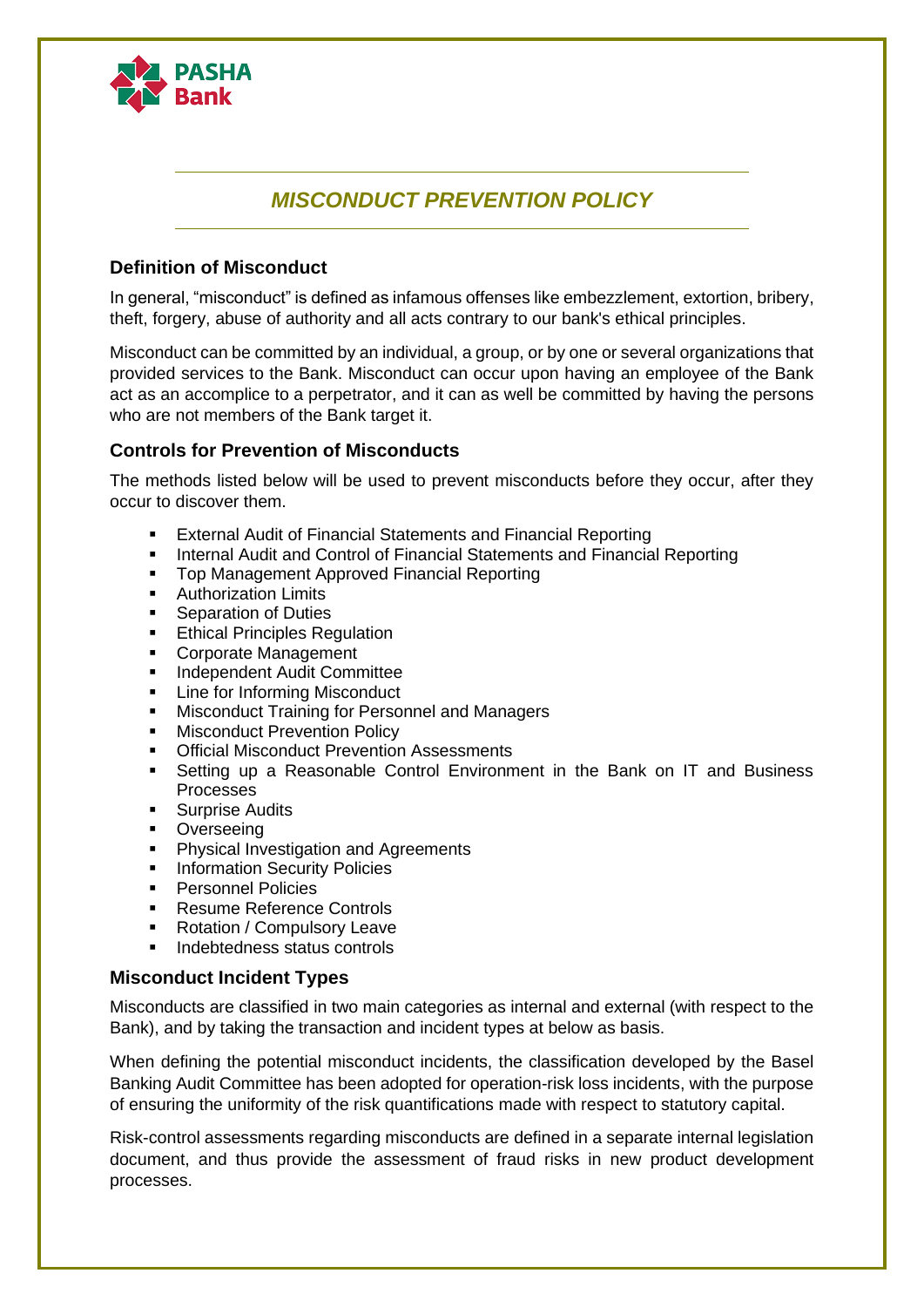PASHA Bank

# *MISCONDUCT PREVENTION POLICY*

## Definition of Misconduct

In general, "misconduct" is defined as infamous offenses like embezzlement, extortion, bribery, theft, forgery, abuse of authority and all acts contrary to our bank's ethical principles.

Misconduct can be committed by an individual, a group, or by one or several organizations that provided services to the Bank. Misconduct can occur upon having an employee of the Bank act as an accomplice to a perpetrator, and it can as well be committed by having the persons who are not members of the Bank target it.

## Controls for Prevention of Misconducts

The methods listed below will be used to prevent misconducts before they occur, after they occur to discover them.

- External Audit of Financial Statements and Financial Reporting
- Internal Audit and Control of Financial Statements and Financial Reporting
- Top Management Approved Financial Reporting
- Authorization Limits
- Separation of Duties
- Ethical Principles Regulation
- Corporate Management
- Independent Audit Committee
- Line for Informing Misconduct
- Misconduct Training for Personnel and Managers
- Misconduct Prevention Policy
- Official Misconduct Prevention Assessments
- Setting up a Reasonable Control Environment in the Bank on IT and Business Processes
- Surprise Audits
- Overseeing
- Physical Investigation and Agreements
- Information Security Policies
- Personnel Policies
- Resume Reference Controls
- Rotation / Compulsory Leave
- Indebtedness status controls

## Misconduct Incident Types

Misconducts are classified in two main categories as internal and external (with respect to the Bank), and by taking the transaction and incident types at below as basis.

When defining the potential misconduct incidents, the classification developed by the Basel Banking Audit Committee has been adopted for operation-risk loss incidents, with the purpose of ensuring the uniformity of the risk quantifications made with respect to statutory capital.

Risk-control assessments regarding misconducts are defined in a separate internal legislation document, and thus provide the assessment of fraud risks in new product development processes.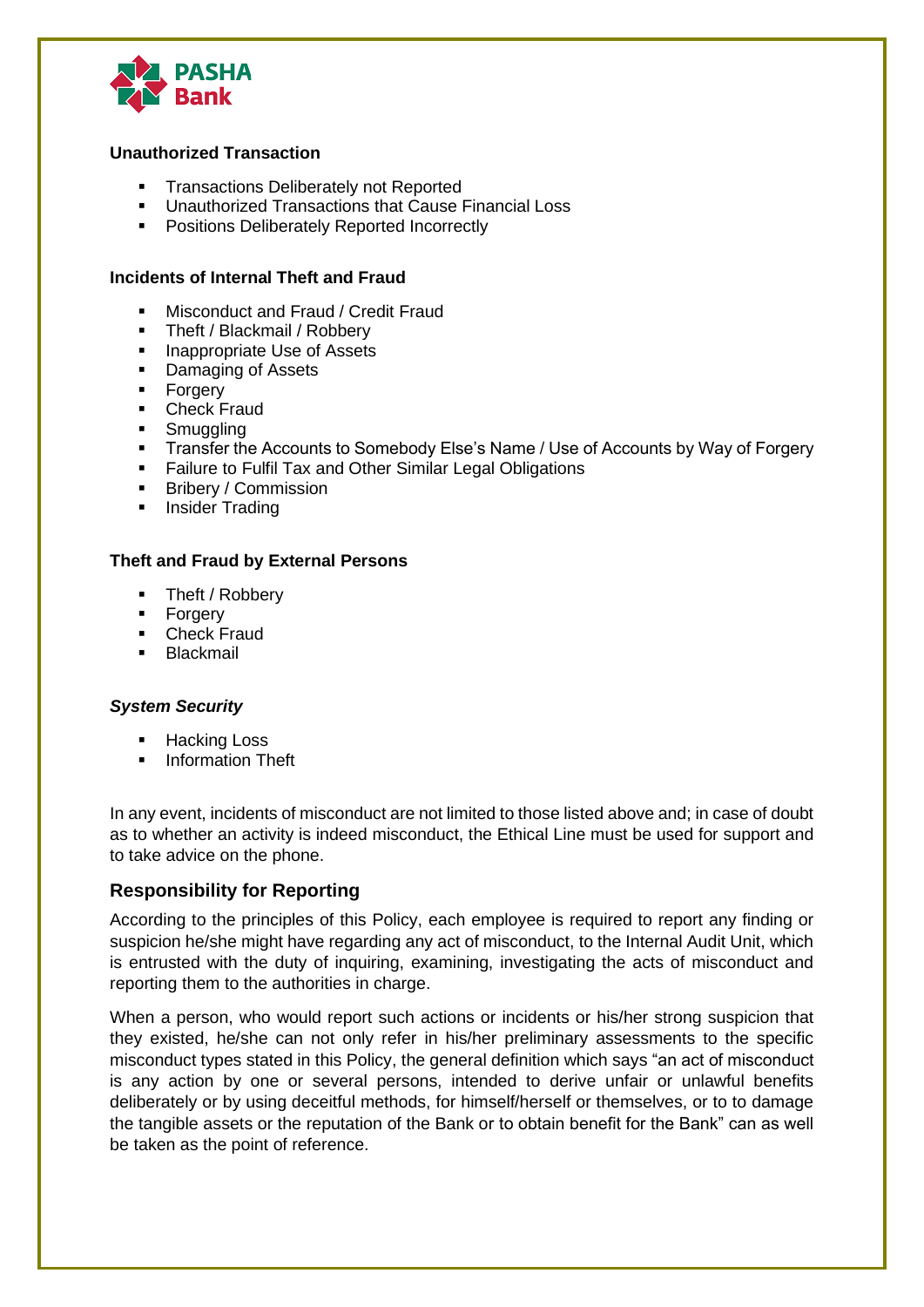**Unauthorized Transaction**

- Transactions Deliberately not Reported
- Unauthorized Transactions that Cause Financial Loss
- Positions Deliberately Reported Incorrectly

**Incidents of Internal Theft and Fraud**

- Misconduct and Fraud / Credit Fraud
- Theft / Blackmail / Robbery
- Inappropriate Use of Assets
- Damaging of Assets
- Forgery
- Check Fraud
- Smuggling
- Transfer the Accounts to Somebody Else's Name / Use of Accounts by Way of Forgery
- Failure to Fulfil Tax and Other Similar Legal Obligations
- Bribery / Commission
- Insider Trading

**Theft and Fraud by External Persons**

- Theft / Robbery
- Forgery
- Check Fraud
- Blackmail

***System Security***

- Hacking Loss
- Information Theft

In any event, incidents of misconduct are not limited to those listed above and; in case of doubt as to whether an activity is indeed misconduct, the Ethical Line must be used for support and to take advice on the phone.

## Responsibility for Reporting

According to the principles of this Policy, each employee is required to report any finding or suspicion he/she might have regarding any act of misconduct, to the Internal Audit Unit, which is entrusted with the duty of inquiring, examining, investigating the acts of misconduct and reporting them to the authorities in charge.

When a person, who would report such actions or incidents or his/her strong suspicion that they existed, he/she can not only refer in his/her preliminary assessments to the specific misconduct types stated in this Policy, the general definition which says "an act of misconduct is any action by one or several persons, intended to derive unfair or unlawful benefits deliberately or by using deceitful methods, for himself/herself or themselves, or to to damage the tangible assets or the reputation of the Bank or to obtain benefit for the Bank" can as well be taken as the point of reference.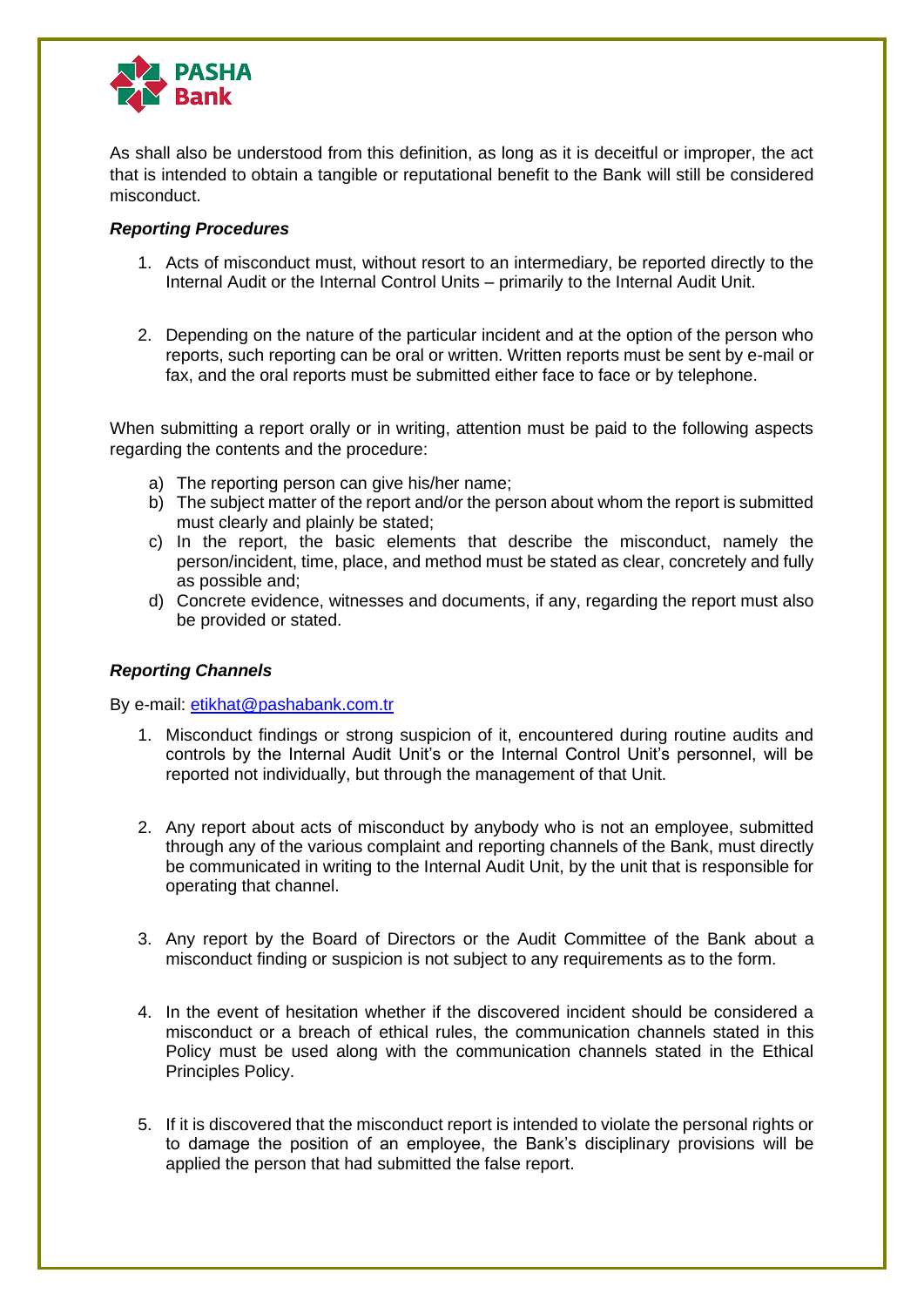As shall also be understood from this definition, as long as it is deceitful or improper, the act that is intended to obtain a tangible or reputational benefit to the Bank will still be considered misconduct.

***Reporting Procedures***

1. Acts of misconduct must, without resort to an intermediary, be reported directly to the Internal Audit or the Internal Control Units – primarily to the Internal Audit Unit.

2. Depending on the nature of the particular incident and at the option of the person who reports, such reporting can be oral or written. Written reports must be sent by e-mail or fax, and the oral reports must be submitted either face to face or by telephone.

When submitting a report orally or in writing, attention must be paid to the following aspects regarding the contents and the procedure:

a) The reporting person can give his/her name;
b) The subject matter of the report and/or the person about whom the report is submitted must clearly and plainly be stated;
c) In the report, the basic elements that describe the misconduct, namely the person/incident, time, place, and method must be stated as clear, concretely and fully as possible and;
d) Concrete evidence, witnesses and documents, if any, regarding the report must also be provided or stated.

***Reporting Channels***

By e-mail: etikhat@pashabank.com.tr

1. Misconduct findings or strong suspicion of it, encountered during routine audits and controls by the Internal Audit Unit's or the Internal Control Unit's personnel, will be reported not individually, but through the management of that Unit.

2. Any report about acts of misconduct by anybody who is not an employee, submitted through any of the various complaint and reporting channels of the Bank, must directly be communicated in writing to the Internal Audit Unit, by the unit that is responsible for operating that channel.

3. Any report by the Board of Directors or the Audit Committee of the Bank about a misconduct finding or suspicion is not subject to any requirements as to the form.

4. In the event of hesitation whether if the discovered incident should be considered a misconduct or a breach of ethical rules, the communication channels stated in this Policy must be used along with the communication channels stated in the Ethical Principles Policy.

5. If it is discovered that the misconduct report is intended to violate the personal rights or to damage the position of an employee, the Bank's disciplinary provisions will be applied the person that had submitted the false report.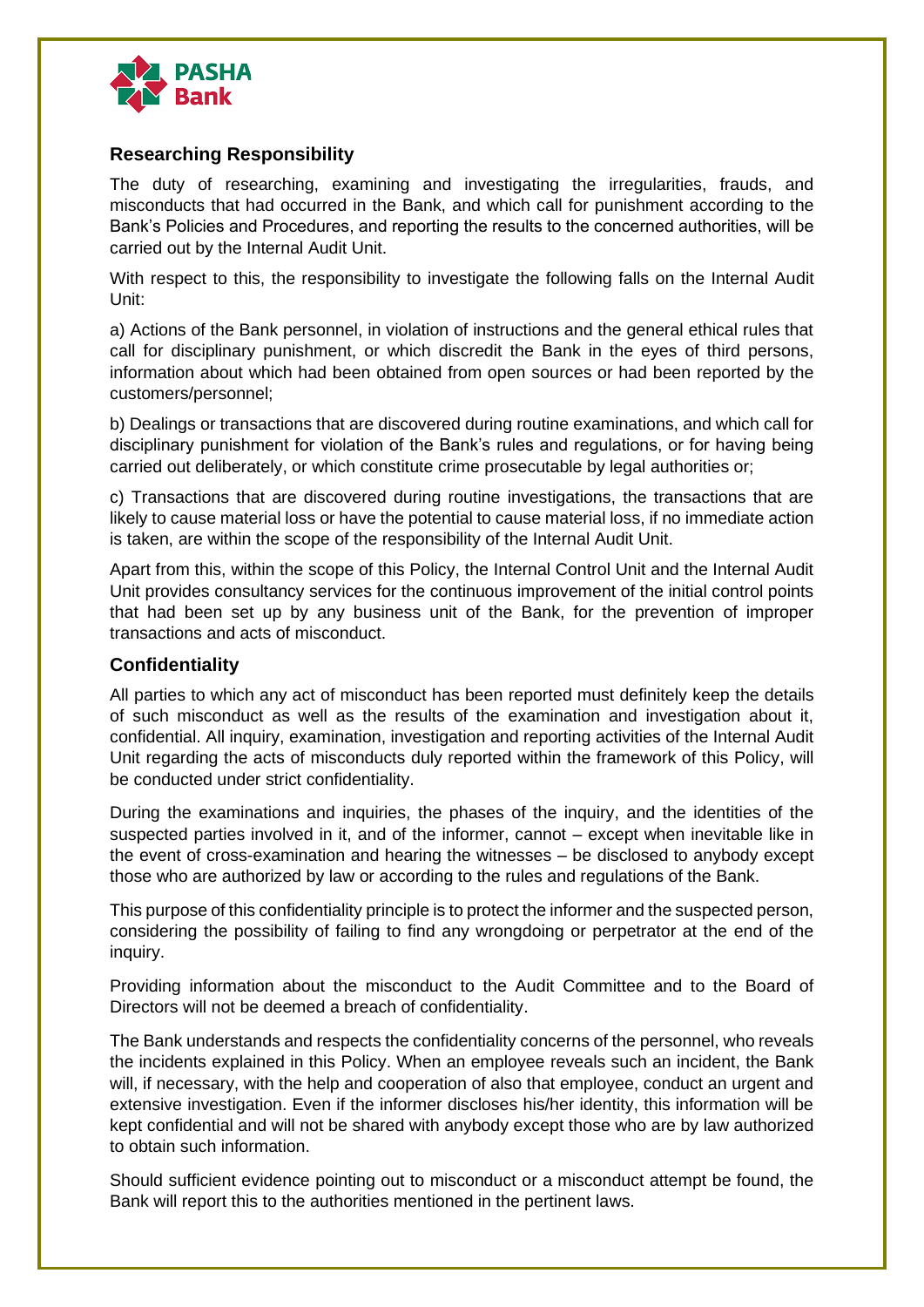## Researching Responsibility

The duty of researching, examining and investigating the irregularities, frauds, and misconducts that had occurred in the Bank, and which call for punishment according to the Bank's Policies and Procedures, and reporting the results to the concerned authorities, will be carried out by the Internal Audit Unit.

With respect to this, the responsibility to investigate the following falls on the Internal Audit Unit:

a) Actions of the Bank personnel, in violation of instructions and the general ethical rules that call for disciplinary punishment, or which discredit the Bank in the eyes of third persons, information about which had been obtained from open sources or had been reported by the customers/personnel;

b) Dealings or transactions that are discovered during routine examinations, and which call for disciplinary punishment for violation of the Bank's rules and regulations, or for having being carried out deliberately, or which constitute crime prosecutable by legal authorities or;

c) Transactions that are discovered during routine investigations, the transactions that are likely to cause material loss or have the potential to cause material loss, if no immediate action is taken, are within the scope of the responsibility of the Internal Audit Unit.

Apart from this, within the scope of this Policy, the Internal Control Unit and the Internal Audit Unit provides consultancy services for the continuous improvement of the initial control points that had been set up by any business unit of the Bank, for the prevention of improper transactions and acts of misconduct.

## Confidentiality

All parties to which any act of misconduct has been reported must definitely keep the details of such misconduct as well as the results of the examination and investigation about it, confidential. All inquiry, examination, investigation and reporting activities of the Internal Audit Unit regarding the acts of misconducts duly reported within the framework of this Policy, will be conducted under strict confidentiality.

During the examinations and inquiries, the phases of the inquiry, and the identities of the suspected parties involved in it, and of the informer, cannot – except when inevitable like in the event of cross-examination and hearing the witnesses – be disclosed to anybody except those who are authorized by law or according to the rules and regulations of the Bank.

This purpose of this confidentiality principle is to protect the informer and the suspected person, considering the possibility of failing to find any wrongdoing or perpetrator at the end of the inquiry.

Providing information about the misconduct to the Audit Committee and to the Board of Directors will not be deemed a breach of confidentiality.

The Bank understands and respects the confidentiality concerns of the personnel, who reveals the incidents explained in this Policy. When an employee reveals such an incident, the Bank will, if necessary, with the help and cooperation of also that employee, conduct an urgent and extensive investigation. Even if the informer discloses his/her identity, this information will be kept confidential and will not be shared with anybody except those who are by law authorized to obtain such information.

Should sufficient evidence pointing out to misconduct or a misconduct attempt be found, the Bank will report this to the authorities mentioned in the pertinent laws.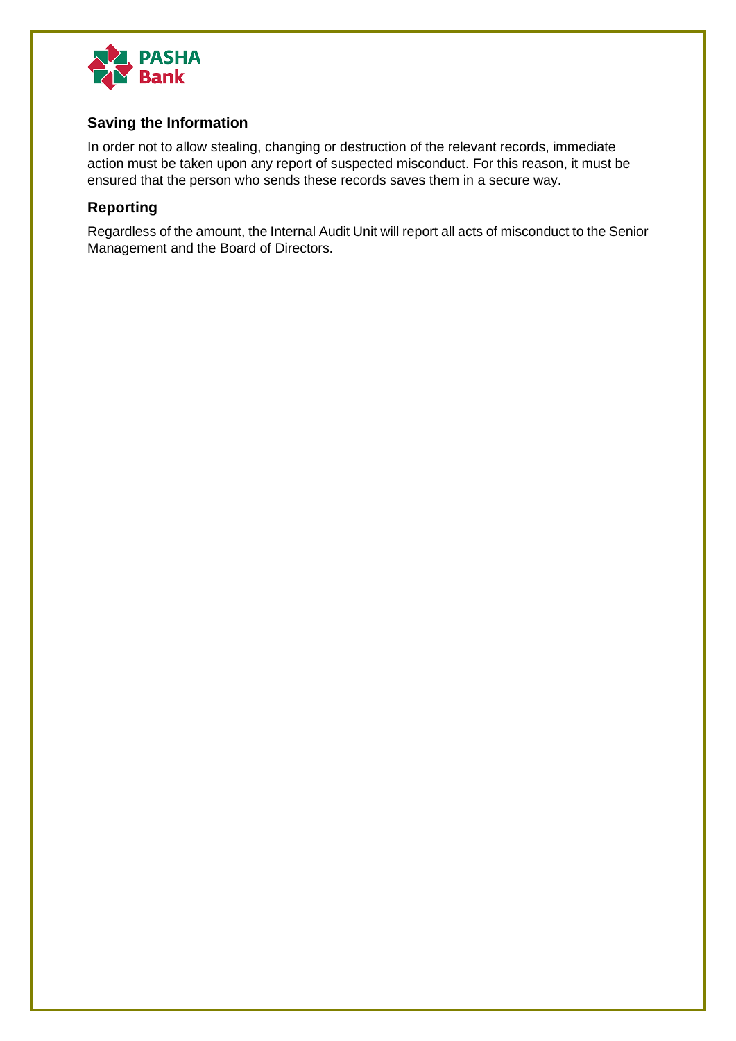### Saving the Information

In order not to allow stealing, changing or destruction of the relevant records, immediate action must be taken upon any report of suspected misconduct. For this reason, it must be ensured that the person who sends these records saves them in a secure way.

### Reporting

Regardless of the amount, the Internal Audit Unit will report all acts of misconduct to the Senior Management and the Board of Directors.